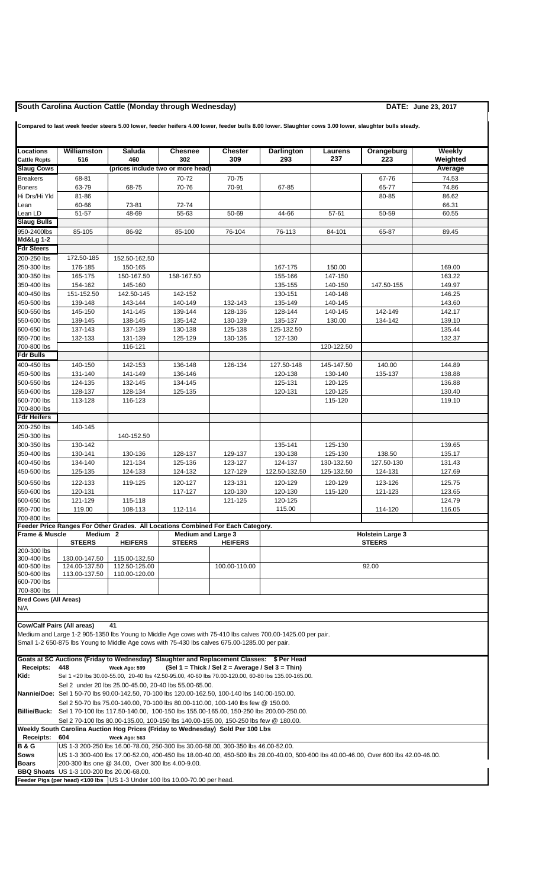# South Carolina Auction Cattle (Monday through Wednesday)

**DATE: June 23, 2017**

**Compared to last week feeder steers 5.00 lower, feeder heifers 4.00 lower, feeder bulls 8.00 lower. Slaughter cows 3.00 lower, slaughter bulls steady.**

| Locations | Williamston | Saluda | Chesnee | Chester | Darlington | Laurens | Orangeburg | Weekly |
|---|---|---|---|---|---|---|---|---|
| Cattle Rcpts | 516 | 460 | 302 | 309 | 293 | 237 | 223 | Weighted |
| **Slaug Cows** | | (prices include two or more head) | | | | | | **Average** |
| Breakers | 68-81 | | 70-72 | 70-75 | | | 67-76 | 74.53 |
| Boners | 63-79 | 68-75 | 70-76 | 70-91 | 67-85 | | 65-77 | 74.86 |
| Hi Drs/Hi Yld | 81-86 | | | | | | 80-85 | 86.62 |
| Lean | 60-66 | 73-81 | 72-74 | | | | | 66.31 |
| Lean LD | 51-57 | 48-69 | 55-63 | 50-69 | 44-66 | 57-61 | 50-59 | 60.55 |
| **Slaug Bulls** | | | | | | | | |
| 950-2400lbs | 85-105 | 86-92 | 85-100 | 76-104 | 76-113 | 84-101 | 65-87 | 89.45 |
| **Md&Lg 1-2** | | | | | | | | |
| **Fdr Steers** | | | | | | | | |
| 200-250 lbs | 172.50-185 | 152.50-162.50 | | | | | | |
| 250-300 lbs | 176-185 | 150-165 | | | 167-175 | 150.00 | | 169.00 |
| 300-350 lbs | 165-175 | 150-167.50 | 158-167.50 | | 155-166 | 147-150 | | 163.22 |
| 350-400 lbs | 154-162 | 145-160 | | | 135-155 | 140-150 | 147.50-155 | 149.97 |
| 400-450 lbs | 151-152.50 | 142.50-145 | 142-152 | | 130-151 | 140-148 | | 146.25 |
| 450-500 lbs | 139-148 | 143-144 | 140-149 | 132-143 | 135-149 | 140-145 | | 143.60 |
| 500-550 lbs | 145-150 | 141-145 | 139-144 | 128-136 | 128-144 | 140-145 | 142-149 | 142.17 |
| 550-600 lbs | 139-145 | 138-145 | 135-142 | 130-139 | 135-137 | 130.00 | 134-142 | 139.10 |
| 600-650 lbs | 137-143 | 137-139 | 130-138 | 125-138 | 125-132.50 | | | 135.44 |
| 650-700 lbs | 132-133 | 131-139 | 125-129 | 130-136 | 127-130 | | | 132.37 |
| 700-800 lbs | | 116-121 | | | | 120-122.50 | | |
| **Fdr Bulls** | | | | | | | | |
| 400-450 lbs | 140-150 | 142-153 | 136-148 | 126-134 | 127.50-148 | 145-147.50 | 140.00 | 144.89 |
| 450-500 lbs | 131-140 | 141-149 | 136-146 | | 120-138 | 130-140 | 135-137 | 138.88 |
| 500-550 lbs | 124-135 | 132-145 | 134-145 | | 125-131 | 120-125 | | 136.88 |
| 550-600 lbs | 128-137 | 128-134 | 125-135 | | 120-131 | 120-125 | | 130.40 |
| 600-700 lbs | 113-128 | 116-123 | | | | 115-120 | | 119.10 |
| 700-800 lbs | | | | | | | | |
| **Fdr Heifers** | | | | | | | | |
| 200-250 lbs | 140-145 | | | | | | | |
| 250-300 lbs | | 140-152.50 | | | | | | |
| 300-350 lbs | 130-142 | | | | 135-141 | 125-130 | | 139.65 |
| 350-400 lbs | 130-141 | 130-136 | 128-137 | 129-137 | 130-138 | 125-130 | 138.50 | 135.17 |
| 400-450 lbs | 134-140 | 121-134 | 125-136 | 123-127 | 124-137 | 130-132.50 | 127.50-130 | 131.43 |
| 450-500 lbs | 125-135 | 124-133 | 124-132 | 127-129 | 122.50-132.50 | 125-132.50 | 124-131 | 127.69 |
| 500-550 lbs | 122-133 | 119-125 | 120-127 | 123-131 | 120-129 | 120-129 | 123-126 | 125.75 |
| 550-600 lbs | 120-131 | | 117-127 | 120-130 | 120-130 | 115-120 | 121-123 | 123.65 |
| 600-650 lbs | 121-129 | 115-118 | | 121-125 | 120-125 | | | 124.79 |
| 650-700 lbs | 119.00 | 108-113 | 112-114 | | 115.00 | | 114-120 | 116.05 |
| 700-800 lbs | | | | | | | | |

**Feeder Price Ranges For Other Grades. All Locations Combined For Each Category.**

| Frame & Muscle | Medium 2 | | Medium and Large 3 | | Holstein Large 3 |
|---|---|---|---|---|---|
| | STEERS | HEIFERS | STEERS | HEIFERS | STEERS |
| 200-300 lbs | | | | | |
| 300-400 lbs | 130.00-147.50 | 115.00-132.50 | | | |
| 400-500 lbs | 124.00-137.50 | 112.50-125.00 | | 100.00-110.00 | 92.00 |
| 500-600 lbs | 113.00-137.50 | 110.00-120.00 | | | |
| 600-700 lbs | | | | | |
| 700-800 lbs | | | | | |

**Bred Cows (All Areas)**

N/A

**Cow/Calf Pairs (All areas)** 41

Medium and Large 1-2 905-1350 lbs Young to Middle Age cows with 75-410 lbs calves 700.00-1425.00 per pair.
Small 1-2 650-875 lbs Young to Middle Age cows with 75-430 lbs calves 675.00-1285.00 per pair.

**Goats at SC Auctions (Friday to Wednesday) Slaughter and Replacement Classes: $ Per Head**

**Receipts:** 448 Week Ago: 599 (Sel 1 = Thick / Sel 2 = Average / Sel 3 = Thin)

**Kid:** Sel 1 <20 lbs 30.00-55.00, 20-40 lbs 42.50-95.00, 40-60 lbs 70.00-120.00, 60-80 lbs 135.00-165.00.
Sel 2 under 20 lbs 25.00-45.00, 20-40 lbs 55.00-65.00.

**Nannie/Doe:** Sel 1 50-70 lbs 90.00-142.50, 70-100 lbs 120.00-162.50, 100-140 lbs 140.00-150.00.
Sel 2 50-70 lbs 75.00-140.00, 70-100 lbs 80.00-110.00, 100-140 lbs few @ 150.00.

**Billie/Buck:** Sel 1 70-100 lbs 117.50-140.00, 100-150 lbs 155.00-165.00, 150-250 lbs 200.00-250.00.
Sel 2 70-100 lbs 80.00-135.00, 100-150 lbs 140.00-155.00, 150-250 lbs few @ 180.00.

**Weekly South Carolina Auction Hog Prices (Friday to Wednesday) Sold Per 100 Lbs**

**Receipts:** 604 Week Ago: 563

**B & G** US 1-3 200-250 lbs 16.00-78.00, 250-300 lbs 30.00-68.00, 300-350 lbs 46.00-52.00.

**Sows** US 1-3 300-400 lbs 17.00-52.00, 400-450 lbs 18.00-40.00, 450-500 lbs 28.00-40.00, 500-600 lbs 40.00-46.00, Over 600 lbs 42.00-46.00.

**Boars** 200-300 lbs one @ 34.00, Over 300 lbs 4.00-9.00.

**BBQ Shoats** US 1-3 100-200 lbs 20.00-68.00.

**Feeder Pigs (per head) <100 lbs** US 1-3 Under 100 lbs 10.00-70.00 per head.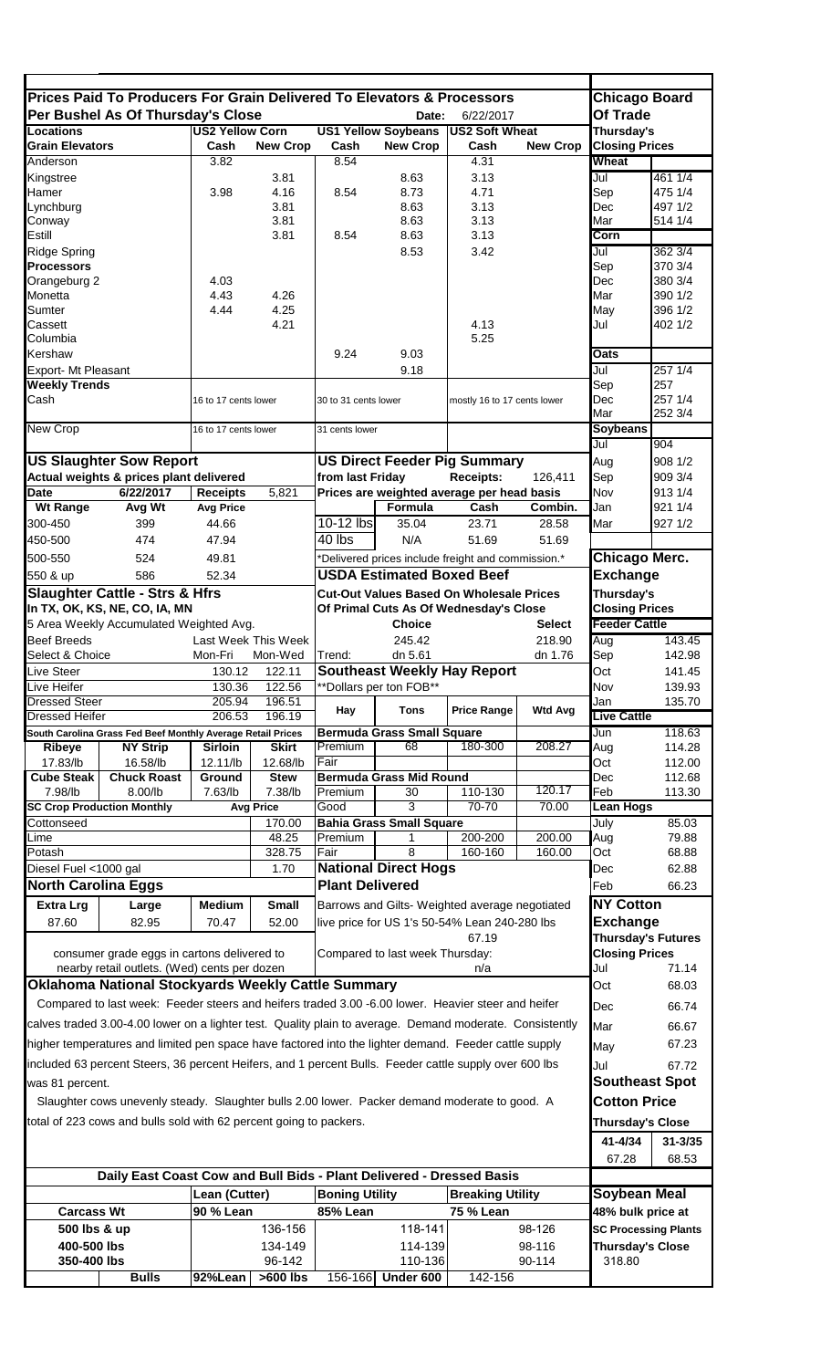## Prices Paid To Producers For Grain Delivered To Elevators & Processors Per Bushel As Of Thursday's Close

Date: 6/22/2017

| Locations | US2 Yellow Corn | | US1 Yellow Soybeans | | US2 Soft Wheat | |
|---|---|---|---|---|---|---|
| **Grain Elevators** | **Cash** | **New Crop** | **Cash** | **New Crop** | **Cash** | **New Crop** |
| Anderson | 3.82 | | 8.54 | | 4.31 | |
| Kingstree | | 3.81 | | 8.63 | 3.13 | |
| Hamer | 3.98 | 4.16 | 8.54 | 8.73 | 4.71 | |
| Lynchburg | | 3.81 | | 8.63 | 3.13 | |
| Conway | | 3.81 | | 8.63 | 3.13 | |
| Estill | | 3.81 | 8.54 | 8.63 | 3.13 | |
| Ridge Spring | | | | 8.53 | 3.42 | |
| **Processors** | | | | | | |
| Orangeburg 2 | 4.03 | | | | | |
| Monetta | 4.43 | 4.26 | | | | |
| Sumter | 4.44 | 4.25 | | | | |
| Cassett | | 4.21 | | | 4.13 | |
| Columbia | | | | | 5.25 | |
| Kershaw | | | 9.24 | 9.03 | | |
| Export- Mt Pleasant | | | | 9.18 | | |
| **Weekly Trends** | | | | | | |
| Cash | 16 to 17 cents lower | | 30 to 31 cents lower | | mostly 16 to 17 cents lower | |
| New Crop | 16 to 17 cents lower | | 31 cents lower | | | |

## Chicago Board Of Trade

Thursday's Closing Prices

| | |
|---|---|
| **Wheat** | |
| Jul | 461 1/4 |
| Sep | 475 1/4 |
| Dec | 497 1/2 |
| Mar | 514 1/4 |
| **Corn** | |
| Jul | 362 3/4 |
| Sep | 370 3/4 |
| Dec | 380 3/4 |
| Mar | 390 1/2 |
| May | 396 1/2 |
| Jul | 402 1/2 |
| **Oats** | |
| Jul | 257 1/4 |
| Sep | 257 |
| Dec | 257 1/4 |
| Mar | 252 3/4 |
| **Soybeans** | |
| Jul | 904 |
| Aug | 908 1/2 |
| Sep | 909 3/4 |
| Nov | 913 1/4 |
| Jan | 921 1/4 |
| Mar | 927 1/2 |

## US Slaughter Sow Report

Actual weights & prices plant delivered

| Date | 6/22/2017 | Receipts | 5,821 |
|---|---|---|---|
| **Wt Range** | **Avg Wt** | **Avg Price** | |
| 300-450 | 399 | 44.66 | |
| 450-500 | 474 | 47.94 | |
| 500-550 | 524 | 49.81 | |
| 550 & up | 586 | 52.34 | |

## US Direct Feeder Pig Summary

from last Friday — Receipts: 126,411

Prices are weighted average per head basis

| | Formula | Cash | Combin. |
|---|---|---|---|
| 10-12 lbs | 35.04 | 23.71 | 28.58 |
| 40 lbs | N/A | 51.69 | 51.69 |

*Delivered prices include freight and commission.*

## Slaughter Cattle - Strs & Hfrs

In TX, OK, KS, NE, CO, IA, MN

5 Area Weekly Accumulated Weighted Avg.

| Beef Breeds | Last Week | This Week |
|---|---|---|
| Select & Choice | Mon-Fri | Mon-Wed |
| Live Steer | 130.12 | 122.11 |
| Live Heifer | 130.36 | 122.56 |
| Dressed Steer | 205.94 | 196.51 |
| Dressed Heifer | 206.53 | 196.19 |

## USDA Estimated Boxed Beef

Cut-Out Values Based On Wholesale Prices Of Primal Cuts As Of Wednesday's Close

| | Choice | Select |
|---|---|---|
| | 245.42 | 218.90 |
| Trend: | dn 5.61 | dn 1.76 |

## South Carolina Grass Fed Beef Monthly Average Retail Prices

| Ribeye | NY Strip | Sirloin | Skirt |
|---|---|---|---|
| 17.83/lb | 16.58/lb | 12.11/lb | 12.68/lb |
| **Cube Steak** | **Chuck Roast** | **Ground** | **Stew** |
| 7.98/lb | 8.00/lb | 7.63/lb | 7.38/lb |

## Southeast Weekly Hay Report

**Dollars per ton FOB**

| Hay | Tons | Price Range | Wtd Avg |
|---|---|---|---|
| **Bermuda Grass Small Square** | | | |
| Premium | 68 | 180-300 | 208.27 |
| Fair | | | |
| **Bermuda Grass Mid Round** | | | |
| Premium | 30 | 110-130 | 120.17 |
| Good | 3 | 70-70 | 70.00 |
| **Bahia Grass Small Square** | | | |
| Premium | 1 | 200-200 | 200.00 |
| Fair | 8 | 160-160 | 160.00 |

## SC Crop Production Monthly

| | Avg Price |
|---|---|
| Cottonseed | 170.00 |
| Lime | 48.25 |
| Potash | 328.75 |
| Diesel Fuel <1000 gal | 1.70 |

## North Carolina Eggs

| Extra Lrg | Large | Medium | Small |
|---|---|---|---|
| 87.60 | 82.95 | 70.47 | 52.00 |

consumer grade eggs in cartons delivered to nearby retail outlets. (Wed) cents per dozen

## National Direct Hogs

**Plant Delivered**

Barrows and Gilts- Weighted average negotiated live price for US 1's 50-54% Lean 240-280 lbs

67.19

Compared to last week Thursday:

n/a

## Chicago Merc. Exchange

Thursday's Closing Prices

| | |
|---|---|
| **Feeder Cattle** | |
| Aug | 143.45 |
| Sep | 142.98 |
| Oct | 141.45 |
| Nov | 139.93 |
| Jan | 135.70 |
| **Live Cattle** | |
| Jun | 118.63 |
| Aug | 114.28 |
| Oct | 112.00 |
| Dec | 112.68 |
| Feb | 113.30 |
| **Lean Hogs** | |
| July | 85.03 |
| Aug | 79.88 |
| Oct | 68.88 |
| Dec | 62.88 |
| Feb | 66.23 |

## NY Cotton Exchange

Thursday's Futures Closing Prices

| | |
|---|---|
| Jul | 71.14 |
| Oct | 68.03 |
| Dec | 66.74 |
| Mar | 66.67 |
| May | 67.23 |
| Jul | 67.72 |

## Southeast Spot Cotton Price

Thursday's Close

| 41-4/34 | 31-3/35 |
|---|---|
| 67.28 | 68.53 |

## Oklahoma National Stockyards Weekly Cattle Summary

Compared to last week: Feeder steers and heifers traded 3.00 -6.00 lower. Heavier steer and heifer calves traded 3.00-4.00 lower in a lighter test. Quality plain to average. Demand moderate. Consistently higher temperatures and limited pen space have factored into the lighter demand. Feeder cattle supply included 63 percent Steers, 36 percent Heifers, and 1 percent Bulls. Feeder cattle supply over 600 lbs was 81 percent.

Slaughter cows unevenly steady. Slaughter bulls 2.00 lower. Packer demand moderate to good. A total of 223 cows and bulls sold with 62 percent going to packers.

## Daily East Coast Cow and Bull Bids - Plant Delivered - Dressed Basis

| | Lean (Cutter) | Boning Utility | Breaking Utility |
|---|---|---|---|
| **Carcass Wt** | **90 % Lean** | **85% Lean** | **75 % Lean** |
| 500 lbs & up | 136-156 | 118-141 | 98-126 |
| 400-500 lbs | 134-149 | 114-139 | 98-116 |
| 350-400 lbs | 96-142 | 110-136 | 90-114 |
| **Bulls** | **92%Lean** >600 lbs 156-166 | **Under 600** 142-156 | |

## Soybean Meal

48% bulk price at SC Processing Plants

Thursday's Close

318.80